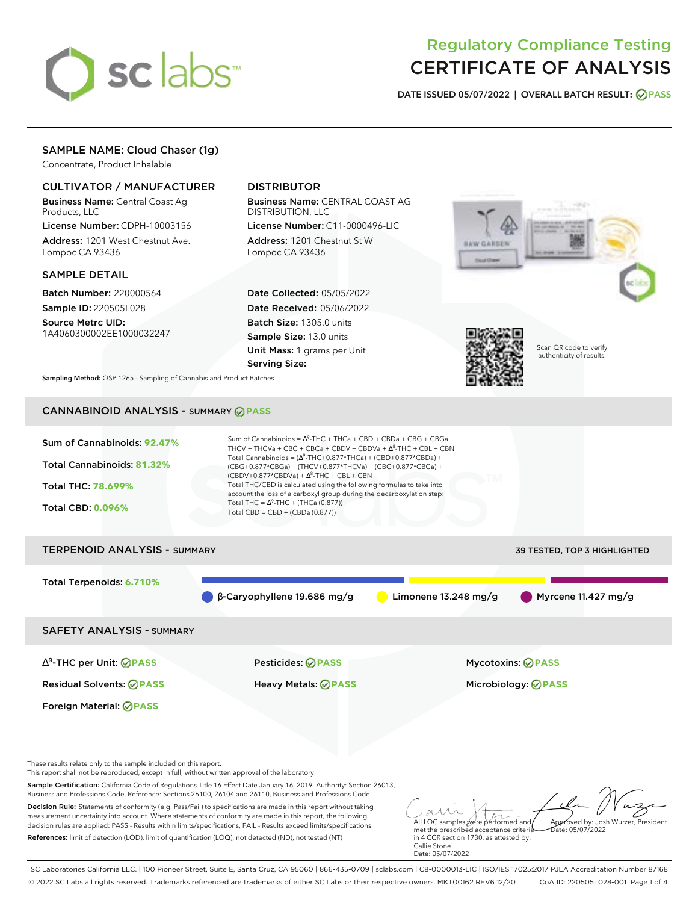# Regulatory Compliance Testing
# CERTIFICATE OF ANALYSIS

**DATE ISSUED 05/07/2022 | OVERALL BATCH RESULT: PASS**

## SAMPLE NAME: Cloud Chaser (1g)

Concentrate, Product Inhalable

### CULTIVATOR / MANUFACTURER

**Business Name:** Central Coast Ag Products, LLC

**License Number:** CDPH-10003156

**Address:** 1201 West Chestnut Ave. Lompoc CA 93436

### DISTRIBUTOR

**Business Name:** CENTRAL COAST AG DISTRIBUTION, LLC

**License Number:** C11-0000496-LIC

**Address:** 1201 Chestnut St W Lompoc CA 93436

### SAMPLE DETAIL

**Batch Number:** 220000564

**Sample ID:** 220505L028

**Source Metrc UID:** 1A4060300002EE1000032247

**Date Collected:** 05/05/2022

**Date Received:** 05/06/2022

**Batch Size:** 1305.0 units

**Sample Size:** 13.0 units

**Unit Mass:** 1 grams per Unit

**Serving Size:**

Scan QR code to verify authenticity of results.

**Sampling Method:** QSP 1265 - Sampling of Cannabis and Product Batches

## CANNABINOID ANALYSIS - SUMMARY PASS

**Sum of Cannabinoids: 92.47%**

**Total Cannabinoids: 81.32%**

**Total THC: 78.699%**

**Total CBD: 0.096%**

Sum of Cannabinoids = $\Delta^9$-THC + THCa + CBD + CBDa + CBG + CBGa + THCV + THCVa + CBC + CBCa + CBDV + CBDVa + $\Delta^8$-THC + CBL + CBN

Total Cannabinoids = ($\Delta^9$-THC+0.877*THCa) + (CBD+0.877*CBDa) + (CBG+0.877*CBGa) + (THCV+0.877*THCVa) + (CBC+0.877*CBCa) + (CBDV+0.877*CBDVa) + $\Delta^8$-THC + CBL + CBN

Total THC/CBD is calculated using the following formulas to take into account the loss of a carboxyl group during the decarboxylation step:

Total THC = $\Delta^9$-THC + (THCa (0.877))

Total CBD = CBD + (CBDa (0.877))

## TERPENOID ANALYSIS - SUMMARY

39 TESTED, TOP 3 HIGHLIGHTED

**Total Terpenoids: 6.710%**

β-Caryophyllene 19.686 mg/g | Limonene 13.248 mg/g | Myrcene 11.427 mg/g

## SAFETY ANALYSIS - SUMMARY

| | | |
|---|---|---|
| $\Delta^9$-THC per Unit: PASS | Pesticides: PASS | Mycotoxins: PASS |
| Residual Solvents: PASS | Heavy Metals: PASS | Microbiology: PASS |
| Foreign Material: PASS | | |

These results relate only to the sample included on this report.
This report shall not be reproduced, except in full, without written approval of the laboratory.

**Sample Certification:** California Code of Regulations Title 16 Effect Date January 16, 2019. Authority: Section 26013, Business and Professions Code. Reference: Sections 26100, 26104 and 26110, Business and Professions Code.

**Decision Rule:** Statements of conformity (e.g. Pass/Fail) to specifications are made in this report without taking measurement uncertainty into account. Where statements of conformity are made in this report, the following decision rules are applied: PASS - Results within limits/specifications, FAIL - Results exceed limits/specifications.

**References:** limit of detection (LOD), limit of quantification (LOQ), not detected (ND), not tested (NT)

All LQC samples were performed and met the prescribed acceptance criteria in 4 CCR section 1730, as attested by: Callie Stone
Date: 05/07/2022

Approved by: Josh Wurzer, President
Date: 05/07/2022

SC Laboratories California LLC. | 100 Pioneer Street, Suite E, Santa Cruz, CA 95060 | 866-435-0709 | sclabs.com | C8-0000013-LIC | ISO/IES 17025:2017 PJLA Accreditation Number 87168
© 2022 SC Labs all rights reserved. Trademarks referenced are trademarks of either SC Labs or their respective owners. MKT00162 REV6 12/20 CoA ID: 220505L028-001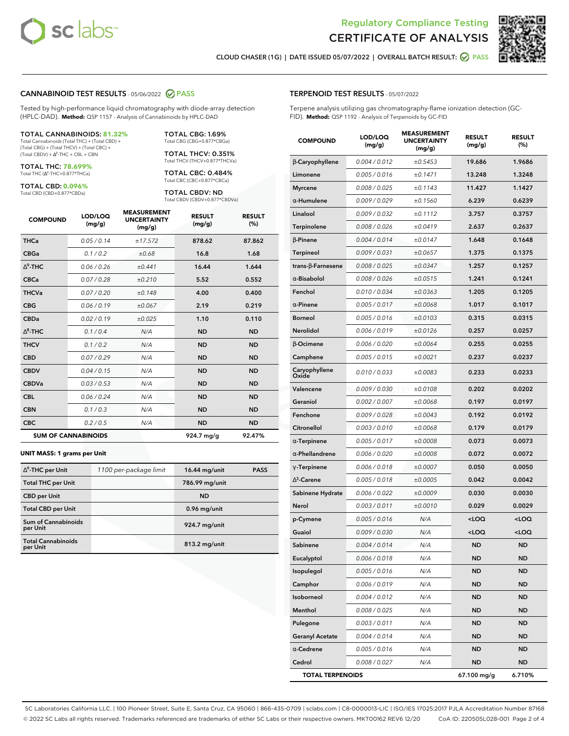Regulatory Compliance Testing
# CERTIFICATE OF ANALYSIS

CLOUD CHASER (1G) | DATE ISSUED 05/07/2022 | OVERALL BATCH RESULT: PASS

## CANNABINOID TEST RESULTS - 05/06/2022 PASS

Tested by high-performance liquid chromatography with diode-array detection (HPLC-DAD). **Method:** QSP 1157 - Analysis of Cannabinoids by HPLC-DAD

**TOTAL CANNABINOIDS: 81.32%**
Total Cannabinoids (Total THC) + (Total CBD) + (Total CBG) + (Total THCV) + (Total CBC) + (Total CBDV) + $\Delta^8$-THC + CBL + CBN

**TOTAL THC: 78.699%**
Total THC ($\Delta^9$-THC+0.877*THCa)

**TOTAL CBD: 0.096%**
Total CBD (CBD+0.877*CBDa)

**TOTAL CBG: 1.69%**
Total CBG (CBG+0.877*CBGa)

**TOTAL THCV: 0.351%**
Total THCV (THCV+0.877*THCVa)

**TOTAL CBC: 0.484%**
Total CBC (CBC+0.877*CBCa)

**TOTAL CBDV: ND**
Total CBDV (CBDV+0.877*CBDVa)

| COMPOUND | LOD/LOQ (mg/g) | MEASUREMENT UNCERTAINTY (mg/g) | RESULT (mg/g) | RESULT (%) |
|---|---|---|---|---|
| THCa | 0.05 / 0.14 | ±17.572 | 878.62 | 87.862 |
| CBGa | 0.1 / 0.2 | ±0.68 | 16.8 | 1.68 |
| $\Delta^9$-THC | 0.06 / 0.26 | ±0.441 | 16.44 | 1.644 |
| CBCa | 0.07 / 0.28 | ±0.210 | 5.52 | 0.552 |
| THCVa | 0.07 / 0.20 | ±0.148 | 4.00 | 0.400 |
| CBG | 0.06 / 0.19 | ±0.067 | 2.19 | 0.219 |
| CBDa | 0.02 / 0.19 | ±0.025 | 1.10 | 0.110 |
| $\Delta^8$-THC | 0.1 / 0.4 | N/A | ND | ND |
| THCV | 0.1 / 0.2 | N/A | ND | ND |
| CBD | 0.07 / 0.29 | N/A | ND | ND |
| CBDV | 0.04 / 0.15 | N/A | ND | ND |
| CBDVa | 0.03 / 0.53 | N/A | ND | ND |
| CBL | 0.06 / 0.24 | N/A | ND | ND |
| CBN | 0.1 / 0.3 | N/A | ND | ND |
| CBC | 0.2 / 0.5 | N/A | ND | ND |
| **SUM OF CANNABINOIDS** | | | **924.7 mg/g** | **92.47%** |

**UNIT MASS: 1 grams per Unit**

| | | | |
|---|---|---|---|
| $\Delta^9$-THC per Unit | 1100 per-package limit | 16.44 mg/unit | PASS |
| Total THC per Unit | | 786.99 mg/unit | |
| CBD per Unit | | ND | |
| Total CBD per Unit | | 0.96 mg/unit | |
| Sum of Cannabinoids per Unit | | 924.7 mg/unit | |
| Total Cannabinoids per Unit | | 813.2 mg/unit | |

## TERPENOID TEST RESULTS - 05/07/2022

Terpene analysis utilizing gas chromatography-flame ionization detection (GC-FID). **Method:** QSP 1192 - Analysis of Terpenoids by GC-FID

| COMPOUND | LOD/LOQ (mg/g) | MEASUREMENT UNCERTAINTY (mg/g) | RESULT (mg/g) | RESULT (%) |
|---|---|---|---|---|
| β-Caryophyllene | 0.004 / 0.012 | ±0.5453 | 19.686 | 1.9686 |
| Limonene | 0.005 / 0.016 | ±0.1471 | 13.248 | 1.3248 |
| Myrcene | 0.008 / 0.025 | ±0.1143 | 11.427 | 1.1427 |
| α-Humulene | 0.009 / 0.029 | ±0.1560 | 6.239 | 0.6239 |
| Linalool | 0.009 / 0.032 | ±0.1112 | 3.757 | 0.3757 |
| Terpinolene | 0.008 / 0.026 | ±0.0419 | 2.637 | 0.2637 |
| β-Pinene | 0.004 / 0.014 | ±0.0147 | 1.648 | 0.1648 |
| Terpineol | 0.009 / 0.031 | ±0.0657 | 1.375 | 0.1375 |
| trans-β-Farnesene | 0.008 / 0.025 | ±0.0347 | 1.257 | 0.1257 |
| α-Bisabolol | 0.008 / 0.026 | ±0.0515 | 1.241 | 0.1241 |
| Fenchol | 0.010 / 0.034 | ±0.0363 | 1.205 | 0.1205 |
| α-Pinene | 0.005 / 0.017 | ±0.0068 | 1.017 | 0.1017 |
| Borneol | 0.005 / 0.016 | ±0.0103 | 0.315 | 0.0315 |
| Nerolidol | 0.006 / 0.019 | ±0.0126 | 0.257 | 0.0257 |
| β-Ocimene | 0.006 / 0.020 | ±0.0064 | 0.255 | 0.0255 |
| Camphene | 0.005 / 0.015 | ±0.0021 | 0.237 | 0.0237 |
| Caryophyllene Oxide | 0.010 / 0.033 | ±0.0083 | 0.233 | 0.0233 |
| Valencene | 0.009 / 0.030 | ±0.0108 | 0.202 | 0.0202 |
| Geraniol | 0.002 / 0.007 | ±0.0068 | 0.197 | 0.0197 |
| Fenchone | 0.009 / 0.028 | ±0.0043 | 0.192 | 0.0192 |
| Citronellol | 0.003 / 0.010 | ±0.0068 | 0.179 | 0.0179 |
| α-Terpinene | 0.005 / 0.017 | ±0.0008 | 0.073 | 0.0073 |
| α-Phellandrene | 0.006 / 0.020 | ±0.0008 | 0.072 | 0.0072 |
| γ-Terpinene | 0.006 / 0.018 | ±0.0007 | 0.050 | 0.0050 |
| $\Delta^3$-Carene | 0.005 / 0.018 | ±0.0005 | 0.042 | 0.0042 |
| Sabinene Hydrate | 0.006 / 0.022 | ±0.0009 | 0.030 | 0.0030 |
| Nerol | 0.003 / 0.011 | ±0.0010 | 0.029 | 0.0029 |
| p-Cymene | 0.005 / 0.016 | N/A | <LOQ | <LOQ |
| Guaiol | 0.009 / 0.030 | N/A | <LOQ | <LOQ |
| Sabinene | 0.004 / 0.014 | N/A | ND | ND |
| Eucalyptol | 0.006 / 0.018 | N/A | ND | ND |
| Isopulegol | 0.005 / 0.016 | N/A | ND | ND |
| Camphor | 0.006 / 0.019 | N/A | ND | ND |
| Isoborneol | 0.004 / 0.012 | N/A | ND | ND |
| Menthol | 0.008 / 0.025 | N/A | ND | ND |
| Pulegone | 0.003 / 0.011 | N/A | ND | ND |
| Geranyl Acetate | 0.004 / 0.014 | N/A | ND | ND |
| α-Cedrene | 0.005 / 0.016 | N/A | ND | ND |
| Cedrol | 0.008 / 0.027 | N/A | ND | ND |
| **TOTAL TERPENOIDS** | | | **67.100 mg/g** | **6.710%** |

SC Laboratories California LLC. | 100 Pioneer Street, Suite E, Santa Cruz, CA 95060 | 866-435-0709 | sclabs.com | C8-0000013-LIC | ISO/IES 17025:2017 PJLA Accreditation Number 87168
© 2022 SC Labs all rights reserved. Trademarks referenced are trademarks of either SC Labs or their respective owners. MKT00162 REV6 12/20 CoA ID: 220505L028-001